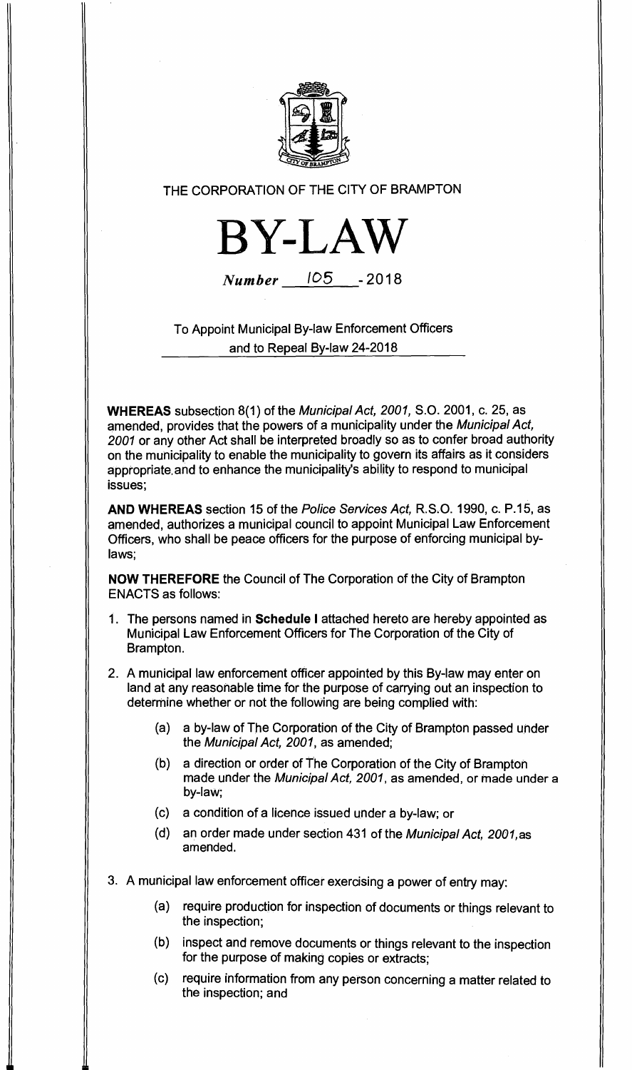THE CORPORATION OF THE CITY OF BRAMPTON

# BY-LAW

*Number* 105 - 2018

To Appoint Municipal By-law Enforcement Officers and to Repeal By-law 24-2018

**WHEREAS** subsection 8(1) of the *Municipal Act, 2001*, S.O. 2001, c. 25, as amended, provides that the powers of a municipality under the *Municipal Act, 2001* or any other Act shall be interpreted broadly so as to confer broad authority on the municipality to enable the municipality to govern its affairs as it considers appropriate and to enhance the municipality's ability to respond to municipal issues;

**AND WHEREAS** section 15 of the *Police Services Act*, R.S.O. 1990, c. P.15, as amended, authorizes a municipal council to appoint Municipal Law Enforcement Officers, who shall be peace officers for the purpose of enforcing municipal by-laws;

**NOW THEREFORE** the Council of The Corporation of the City of Brampton ENACTS as follows:

1. The persons named in **Schedule I** attached hereto are hereby appointed as Municipal Law Enforcement Officers for The Corporation of the City of Brampton.

2. A municipal law enforcement officer appointed by this By-law may enter on land at any reasonable time for the purpose of carrying out an inspection to determine whether or not the following are being complied with:

   (a) a by-law of The Corporation of the City of Brampton passed under the *Municipal Act, 2001*, as amended;

   (b) a direction or order of The Corporation of the City of Brampton made under the *Municipal Act, 2001*, as amended, or made under a by-law;

   (c) a condition of a licence issued under a by-law; or

   (d) an order made under section 431 of the *Municipal Act, 2001*, as amended.

3. A municipal law enforcement officer exercising a power of entry may:

   (a) require production for inspection of documents or things relevant to the inspection;

   (b) inspect and remove documents or things relevant to the inspection for the purpose of making copies or extracts;

   (c) require information from any person concerning a matter related to the inspection; and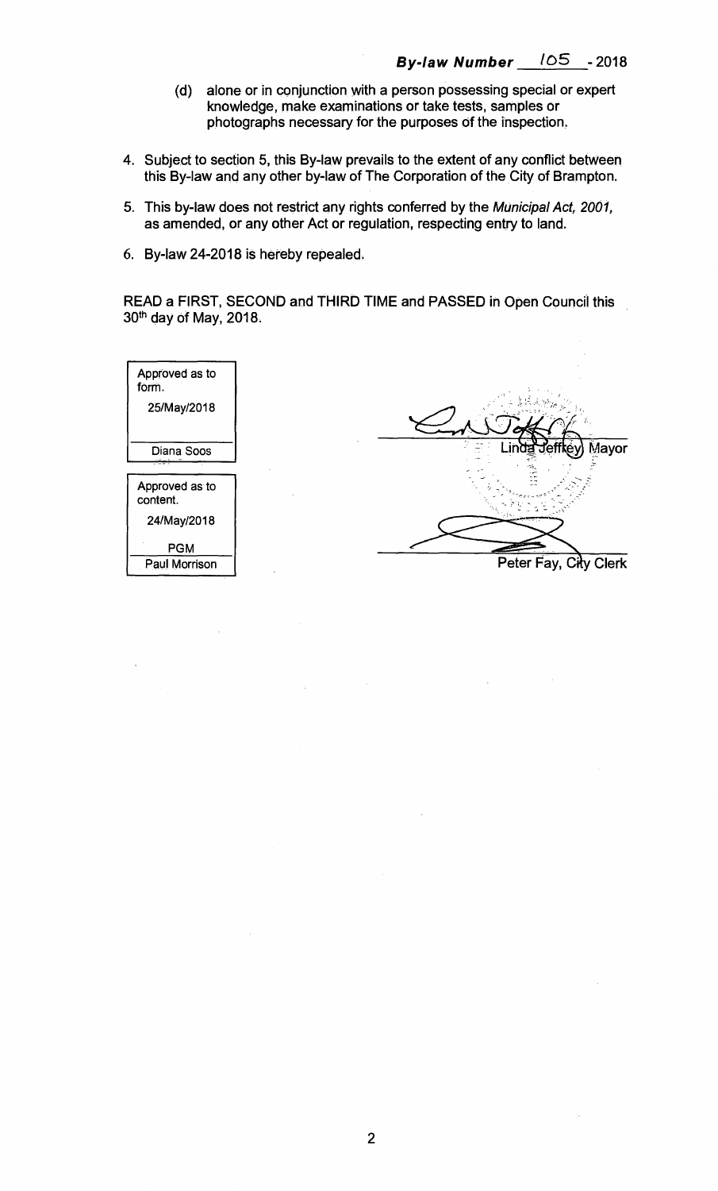**By-law Number 105 - 2018**

(d) alone or in conjunction with a person possessing special or expert knowledge, make examinations or take tests, samples or photographs necessary for the purposes of the inspection.

4. Subject to section 5, this By-law prevails to the extent of any conflict between this By-law and any other by-law of The Corporation of the City of Brampton.

5. This by-law does not restrict any rights conferred by the *Municipal Act, 2001*, as amended, or any other Act or regulation, respecting entry to land.

6. By-law 24-2018 is hereby repealed.

READ a FIRST, SECOND and THIRD TIME and PASSED in Open Council this 30th day of May, 2018.

| Approved as to form. |
|---|
| 25/May/2018 |
| Diana Soos |

| Approved as to content. |
|---|
| 24/May/2018 |
| PGM |
| Paul Morrison |

Linda Jeffrey, Mayor

Peter Fay, City Clerk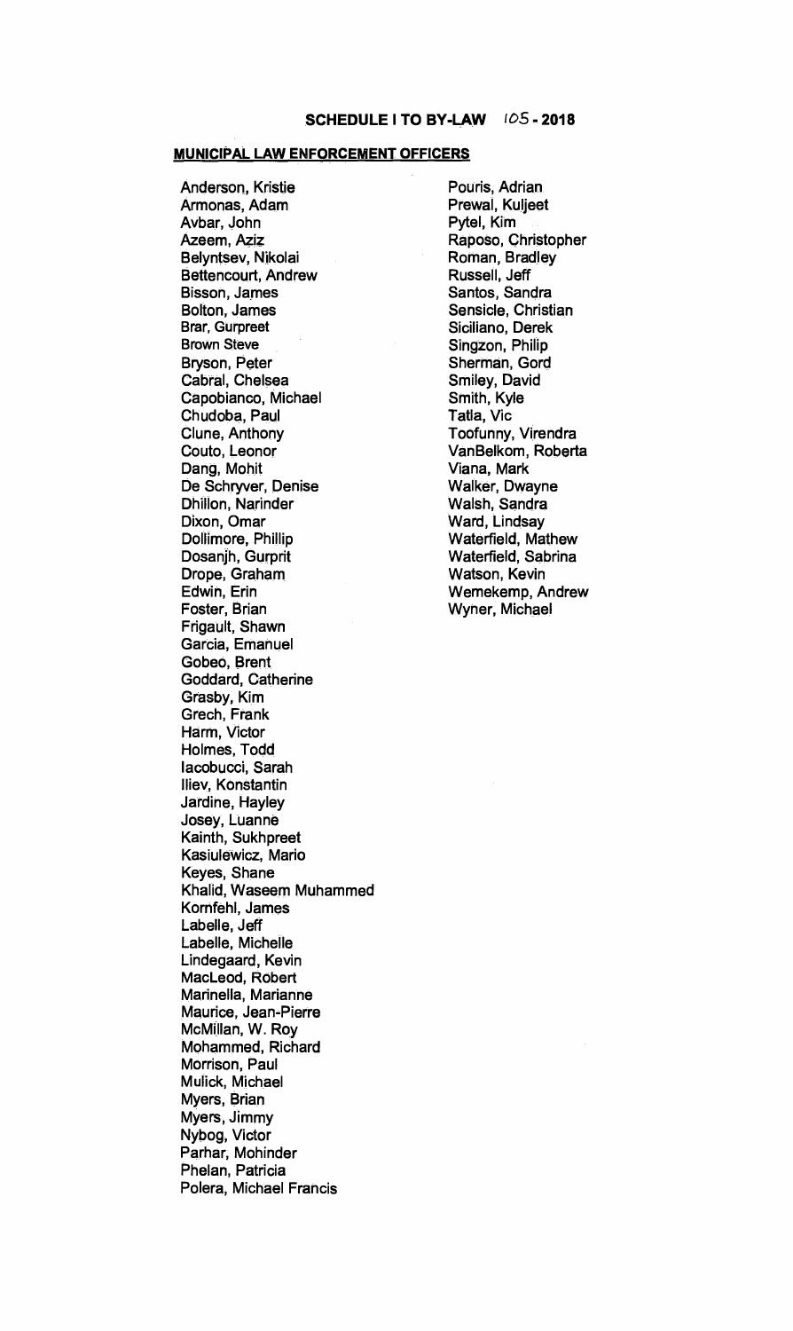## SCHEDULE I TO BY-LAW 105 - 2018

**MUNICIPAL LAW ENFORCEMENT OFFICERS**

Anderson, Kristie
Armonas, Adam
Avbar, John
Azeem, Aziz
Belyntsev, Nikolai
Bettencourt, Andrew
Bisson, James
Bolton, James
Brar, Gurpreet
Brown Steve
Bryson, Peter
Cabral, Chelsea
Capobianco, Michael
Chudoba, Paul
Clune, Anthony
Couto, Leonor
Dang, Mohit
De Schryver, Denise
Dhillon, Narinder
Dixon, Omar
Dollimore, Phillip
Dosanjh, Gurprit
Drope, Graham
Edwin, Erin
Foster, Brian
Frigault, Shawn
Garcia, Emanuel
Gobeo, Brent
Goddard, Catherine
Grasby, Kim
Grech, Frank
Harm, Victor
Holmes, Todd
Iacobucci, Sarah
Iliev, Konstantin
Jardine, Hayley
Josey, Luanne
Kainth, Sukhpreet
Kasiulewicz, Mario
Keyes, Shane
Khalid, Waseem Muhammed
Kornfehl, James
Labelle, Jeff
Labelle, Michelle
Lindegaard, Kevin
MacLeod, Robert
Marinella, Marianne
Maurice, Jean-Pierre
McMillan, W. Roy
Mohammed, Richard
Morrison, Paul
Mulick, Michael
Myers, Brian
Myers, Jimmy
Nybog, Victor
Parhar, Mohinder
Phelan, Patricia
Polera, Michael Francis
Pouris, Adrian
Prewal, Kuljeet
Pytel, Kim
Raposo, Christopher
Roman, Bradley
Russell, Jeff
Santos, Sandra
Sensicle, Christian
Siciliano, Derek
Singzon, Philip
Sherman, Gord
Smiley, David
Smith, Kyle
Tatla, Vic
Toofunny, Virendra
VanBelkom, Roberta
Viana, Mark
Walker, Dwayne
Walsh, Sandra
Ward, Lindsay
Waterfield, Mathew
Waterfield, Sabrina
Watson, Kevin
Wemekemp, Andrew
Wyner, Michael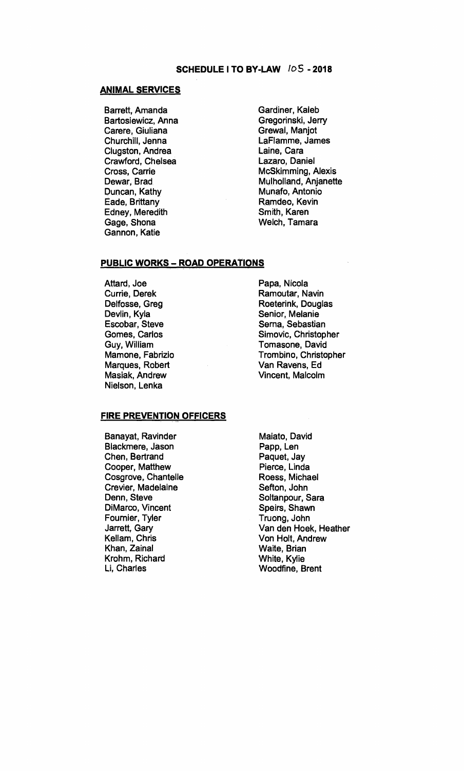## SCHEDULE I TO BY-LAW 105 - 2018

### ANIMAL SERVICES

Barrett, Amanda
Bartosiewicz, Anna
Carere, Giuliana
Churchill, Jenna
Clugston, Andrea
Crawford, Chelsea
Cross, Carrie
Dewar, Brad
Duncan, Kathy
Eade, Brittany
Edney, Meredith
Gage, Shona
Gannon, Katie
Gardiner, Kaleb
Gregorinski, Jerry
Grewal, Manjot
LaFlamme, James
Laine, Cara
Lazaro, Daniel
McSkimming, Alexis
Mulholland, Anjanette
Munafo, Antonio
Ramdeo, Kevin
Smith, Karen
Welch, Tamara

### PUBLIC WORKS – ROAD OPERATIONS

Attard, Joe
Currie, Derek
Delfosse, Greg
Devlin, Kyla
Escobar, Steve
Gomes, Carlos
Guy, William
Mamone, Fabrizio
Marques, Robert
Masiak, Andrew
Nielson, Lenka
Papa, Nicola
Ramoutar, Navin
Roeterink, Douglas
Senior, Melanie
Serna, Sebastian
Simovic, Christopher
Tomasone, David
Trombino, Christopher
Van Ravens, Ed
Vincent, Malcolm

### FIRE PREVENTION OFFICERS

Banayat, Ravinder
Blackmere, Jason
Chen, Bertrand
Cooper, Matthew
Cosgrove, Chantelle
Crevier, Madelaine
Denn, Steve
DiMarco, Vincent
Fournier, Tyler
Jarrett, Gary
Kellam, Chris
Khan, Zainal
Krohm, Richard
Li, Charles
Maiato, David
Papp, Len
Paquet, Jay
Pierce, Linda
Roess, Michael
Sefton, John
Soltanpour, Sara
Speirs, Shawn
Truong, John
Van den Hoek, Heather
Von Holt, Andrew
Waite, Brian
White, Kylie
Woodfine, Brent